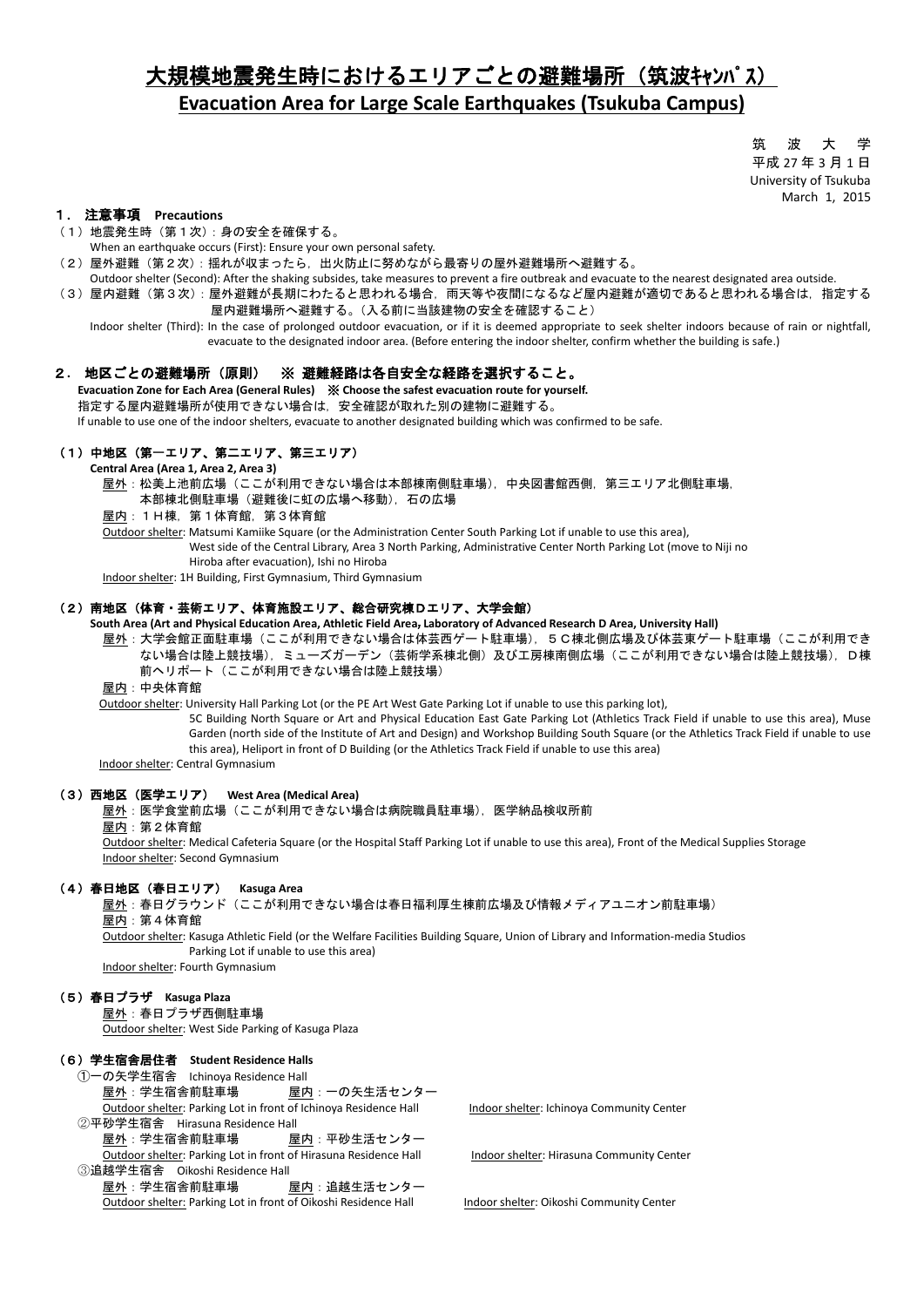# 大規模地震発生時におけるエリアごとの避難場所（筑波ｷｬﾝﾊﾟｽ）
# Evacuation Area for Large Scale Earthquakes (Tsukuba Campus)

筑　波　大　学
平成 27 年 3 月 1 日
University of Tsukuba
March 1, 2015

## １．注意事項　Precautions

（１）地震発生時（第１次）：身の安全を確保する。
When an earthquake occurs (First): Ensure your own personal safety.

（２）屋外避難（第２次）：揺れが収まったら，出火防止に努めながら最寄りの屋外避難場所へ避難する。
Outdoor shelter (Second): After the shaking subsides, take measures to prevent a fire outbreak and evacuate to the nearest designated area outside.

（３）屋内避難（第３次）：屋外避難が長期にわたると思われる場合，雨天等や夜間になるなど屋内避難が適切であると思われる場合は，指定する屋内避難場所へ避難する。（入る前に当該建物の安全を確認すること）
Indoor shelter (Third): In the case of prolonged outdoor evacuation, or if it is deemed appropriate to seek shelter indoors because of rain or nightfall, evacuate to the designated indoor area. (Before entering the indoor shelter, confirm whether the building is safe.)

## ２．地区ごとの避難場所（原則）　※ 避難経路は各自安全な経路を選択すること。

**Evacuation Zone for Each Area (General Rules)　※ Choose the safest evacuation route for yourself.**

指定する屋内避難場所が使用できない場合は，安全確認が取れた別の建物に避難する。
If unable to use one of the indoor shelters, evacuate to another designated building which was confirmed to be safe.

### （１）中地区（第一エリア、第二エリア、第三エリア）

**Central Area (Area 1, Area 2, Area 3)**

屋外：松美上池前広場（ここが利用できない場合は本部棟南側駐車場），中央図書館西側，第三エリア北側駐車場，本部棟北側駐車場（避難後に虹の広場へ移動），石の広場

屋内：１H棟，第１体育館，第３体育館

Outdoor shelter: Matsumi Kamiike Square (or the Administration Center South Parking Lot if unable to use this area), West side of the Central Library, Area 3 North Parking, Administrative Center North Parking Lot (move to Niji no Hiroba after evacuation), Ishi no Hiroba

Indoor shelter: 1H Building, First Gymnasium, Third Gymnasium

### （２）南地区（体育・芸術エリア、体育施設エリア、総合研究棟Dエリア、大学会館）

**South Area (Art and Physical Education Area, Athletic Field Area, Laboratory of Advanced Research D Area, University Hall)**

屋外：大学会館正面駐車場（ここが利用できない場合は体芸西ゲート駐車場），５C棟北側広場及び体芸東ゲート駐車場（ここが利用できない場合は陸上競技場），ミューズガーデン（芸術学系棟北側）及び工房棟南側広場（ここが利用できない場合は陸上競技場），D棟前ヘリポート（ここが利用できない場合は陸上競技場）

屋内：中央体育館

Outdoor shelter: University Hall Parking Lot (or the PE Art West Gate Parking Lot if unable to use this parking lot), 5C Building North Square or Art and Physical Education East Gate Parking Lot (Athletics Track Field if unable to use this area), Muse Garden (north side of the Institute of Art and Design) and Workshop Building South Square (or the Athletics Track Field if unable to use this area), Heliport in front of D Building (or the Athletics Track Field if unable to use this area)

Indoor shelter: Central Gymnasium

### （３）西地区（医学エリア）　West Area (Medical Area)

屋外：医学食堂前広場（ここが利用できない場合は病院職員駐車場），医学納品検収所前

屋内：第２体育館

Outdoor shelter: Medical Cafeteria Square (or the Hospital Staff Parking Lot if unable to use this area), Front of the Medical Supplies Storage

Indoor shelter: Second Gymnasium

### （４）春日地区（春日エリア）　Kasuga Area

屋外：春日グラウンド（ここが利用できない場合は春日福利厚生棟前広場及び情報メディアユニオン前駐車場）

屋内：第４体育館

Outdoor shelter: Kasuga Athletic Field (or the Welfare Facilities Building Square, Union of Library and Information-media Studios Parking Lot if unable to use this area)

Indoor shelter: Fourth Gymnasium

### （５）春日プラザ　Kasuga Plaza

屋外：春日プラザ西側駐車場

Outdoor shelter: West Side Parking of Kasuga Plaza

### （６）学生宿舎居住者　Student Residence Halls

①一の矢学生宿舎　Ichinoya Residence Hall

屋外：学生宿舎前駐車場　　屋内：一の矢生活センター

Outdoor shelter: Parking Lot in front of Ichinoya Residence Hall　　Indoor shelter: Ichinoya Community Center

②平砂学生宿舎　Hirasuna Residence Hall

屋外：学生宿舎前駐車場　　屋内：平砂生活センター

Outdoor shelter: Parking Lot in front of Hirasuna Residence Hall　　Indoor shelter: Hirasuna Community Center

③追越学生宿舎　Oikoshi Residence Hall

屋外：学生宿舎前駐車場　　屋内：追越生活センター

Outdoor shelter: Parking Lot in front of Oikoshi Residence Hall　　Indoor shelter: Oikoshi Community Center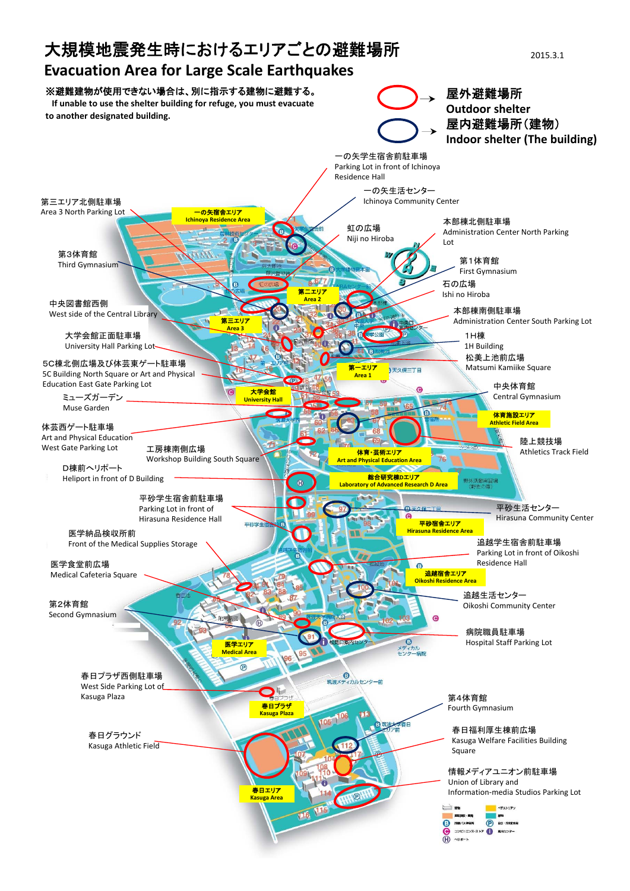# 大規模地震発生時におけるエリアごとの避難場所

2015.3.1

# Evacuation Area for Large Scale Earthquakes

※避難建物が使用できない場合は、別に指示する建物に避難する。
**If unable to use the shelter building for refuge, you must evacuate to another designated building.**

- 屋外避難場所 **Outdoor shelter**
- 屋内避難場所（建物） **Indoor shelter (The building)**

一の矢学生宿舎前駐車場
Parking Lot in front of Ichinoya Residence Hall

一の矢生活センター
Ichinoya Community Center

第三エリア北側駐車場
Area 3 North Parking Lot

一の矢宿舎エリア
Ichinoya Residence Area

虹の広場
Niji no Hiroba

本部棟北側駐車場
Administration Center North Parking Lot

第3体育館
Third Gymnasium

第1体育館
First Gymnasium

石の広場
Ishi no Hiroba

第二エリア
Area 2

中央図書館西側
West side of the Central Library

本部棟南側駐車場
Administration Center South Parking Lot

第三エリア
Area 3

大学会館正面駐車場
University Hall Parking Lot

1H棟
1H Building

松美上池前広場
Matsumi Kamiike Square

5C棟北側広場及び体芸東ゲート駐車場
5C Building North Square or Art and Physical Education East Gate Parking Lot

第一エリア
Area 1

大学会館
University Hall

中央体育館
Central Gymnasium

ミューズガーデン
Muse Garden

体育施設エリア
Athletic Field Area

体芸西ゲート駐車場
Art and Physical Education West Gate Parking Lot

工房棟南側広場
Workshop Building South Square

陸上競技場
Athletics Track Field

体育・芸術エリア
Art and Physical Education Area

D棟前ヘリポート
Heliport in front of D Building

総合研究棟Dエリア
Laboratory of Advanced Research D Area

平砂学生宿舎前駐車場
Parking Lot in front of Hirasuna Residence Hall

平砂生活センター
Hirasuna Community Center

平砂宿舎エリア
Hirasuna Residence Area

医学納品検収所前
Front of the Medical Supplies Storage

追越学生宿舎前駐車場
Parking Lot in front of Oikoshi Residence Hall

医学食堂前広場
Medical Cafeteria Square

追越宿舎エリア
Oikoshi Residence Area

第2体育館
Second Gymnasium

追越生活センター
Oikoshi Community Center

病院職員駐車場
Hospital Staff Parking Lot

医学エリア
Medical Area

春日プラザ西側駐車場
West Side Parking Lot of Kasuga Plaza

春日プラザ
Kasuga Plaza

第4体育館
Fourth Gymnasium

春日グラウンド
Kasuga Athletic Field

春日福利厚生棟前広場
Kasuga Welfare Facilities Building Square

情報メディアユニオン前駐車場
Union of Library and Information-media Studios Parking Lot

春日エリア
Kasuga Area